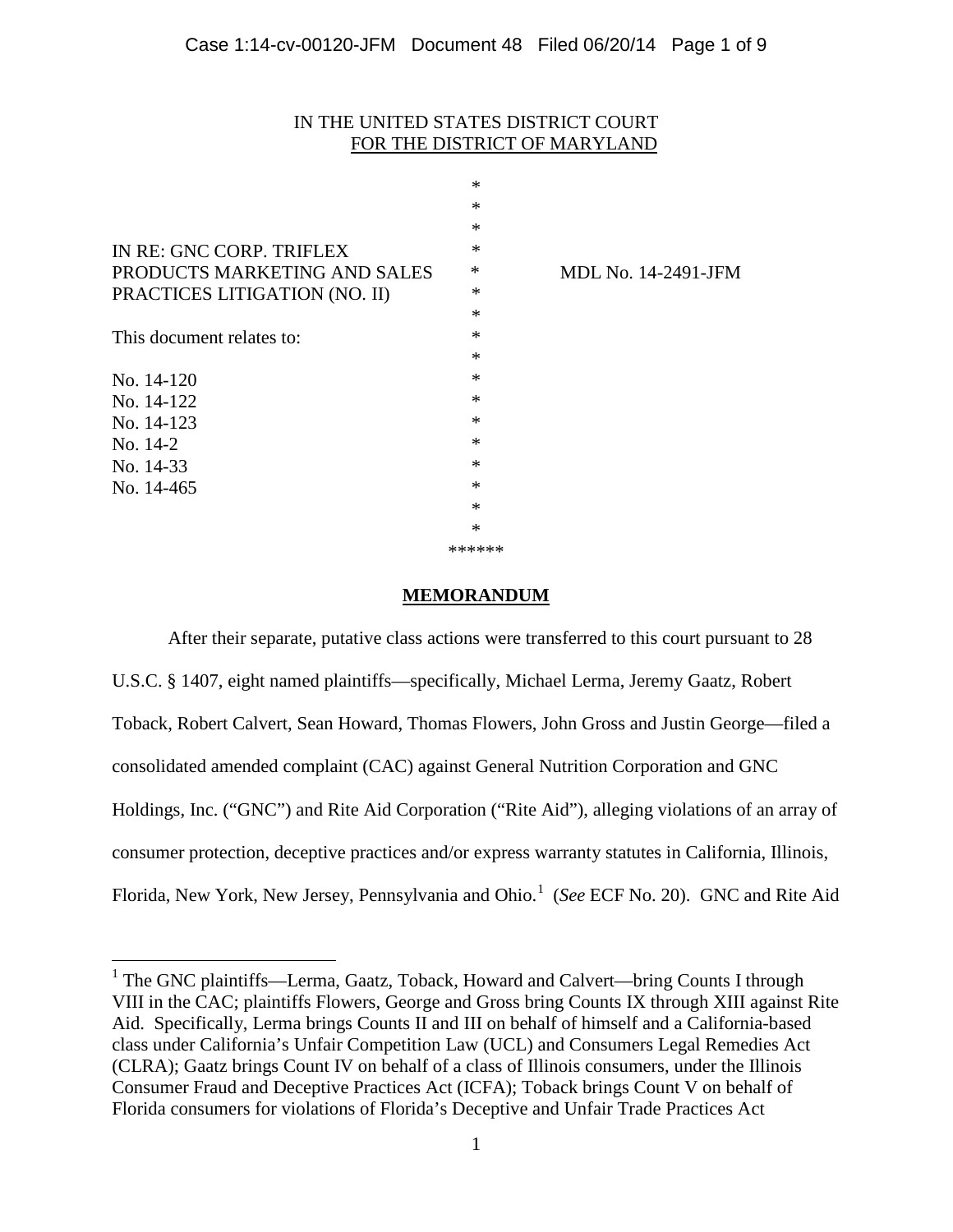IN THE UNITED STATES DISTRICT COURT
FOR THE DISTRICT OF MARYLAND

IN RE: GNC CORP. TRIFLEX PRODUCTS MARKETING AND SALES PRACTICES LITIGATION (NO. II)

MDL No. 14-2491-JFM

This document relates to:

No. 14-120
No. 14-122
No. 14-123
No. 14-2
No. 14-33
No. 14-465

******

## MEMORANDUM

After their separate, putative class actions were transferred to this court pursuant to 28 U.S.C. § 1407, eight named plaintiffs—specifically, Michael Lerma, Jeremy Gaatz, Robert Toback, Robert Calvert, Sean Howard, Thomas Flowers, John Gross and Justin George—filed a consolidated amended complaint (CAC) against General Nutrition Corporation and GNC Holdings, Inc. ("GNC") and Rite Aid Corporation ("Rite Aid"), alleging violations of an array of consumer protection, deceptive practices and/or express warranty statutes in California, Illinois, Florida, New York, New Jersey, Pennsylvania and Ohio.[1] (*See* ECF No. 20). GNC and Rite Aid

[1] The GNC plaintiffs—Lerma, Gaatz, Toback, Howard and Calvert—bring Counts I through VIII in the CAC; plaintiffs Flowers, George and Gross bring Counts IX through XIII against Rite Aid. Specifically, Lerma brings Counts II and III on behalf of himself and a California-based class under California's Unfair Competition Law (UCL) and Consumers Legal Remedies Act (CLRA); Gaatz brings Count IV on behalf of a class of Illinois consumers, under the Illinois Consumer Fraud and Deceptive Practices Act (ICFA); Toback brings Count V on behalf of Florida consumers for violations of Florida's Deceptive and Unfair Trade Practices Act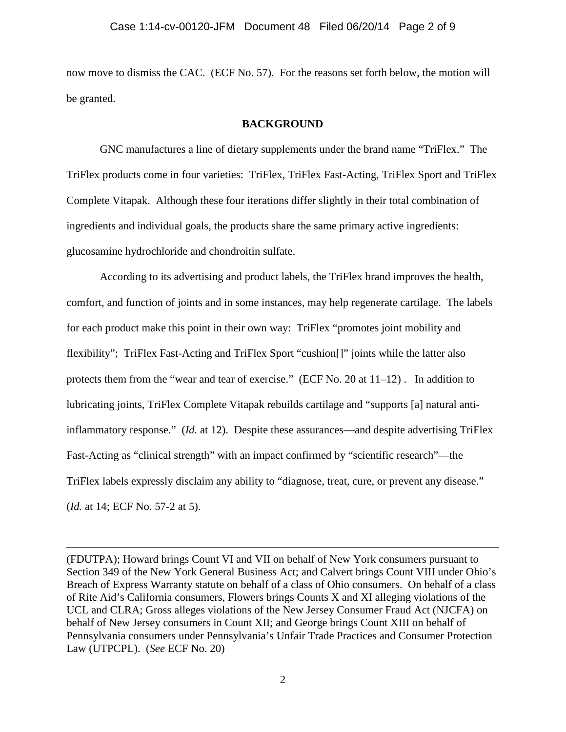now move to dismiss the CAC. (ECF No. 57). For the reasons set forth below, the motion will be granted.

## BACKGROUND

GNC manufactures a line of dietary supplements under the brand name "TriFlex." The TriFlex products come in four varieties: TriFlex, TriFlex Fast-Acting, TriFlex Sport and TriFlex Complete Vitapak. Although these four iterations differ slightly in their total combination of ingredients and individual goals, the products share the same primary active ingredients: glucosamine hydrochloride and chondroitin sulfate.

According to its advertising and product labels, the TriFlex brand improves the health, comfort, and function of joints and in some instances, may help regenerate cartilage. The labels for each product make this point in their own way: TriFlex "promotes joint mobility and flexibility"; TriFlex Fast-Acting and TriFlex Sport "cushion[]" joints while the latter also protects them from the "wear and tear of exercise." (ECF No. 20 at 11–12) . In addition to lubricating joints, TriFlex Complete Vitapak rebuilds cartilage and "supports [a] natural anti-inflammatory response." (*Id.* at 12). Despite these assurances—and despite advertising TriFlex Fast-Acting as "clinical strength" with an impact confirmed by "scientific research"—the TriFlex labels expressly disclaim any ability to "diagnose, treat, cure, or prevent any disease." (*Id.* at 14; ECF No. 57-2 at 5).

---

(FDUTPA); Howard brings Count VI and VII on behalf of New York consumers pursuant to Section 349 of the New York General Business Act; and Calvert brings Count VIII under Ohio's Breach of Express Warranty statute on behalf of a class of Ohio consumers. On behalf of a class of Rite Aid's California consumers, Flowers brings Counts X and XI alleging violations of the UCL and CLRA; Gross alleges violations of the New Jersey Consumer Fraud Act (NJCFA) on behalf of New Jersey consumers in Count XII; and George brings Count XIII on behalf of Pennsylvania consumers under Pennsylvania's Unfair Trade Practices and Consumer Protection Law (UTPCPL). (*See* ECF No. 20)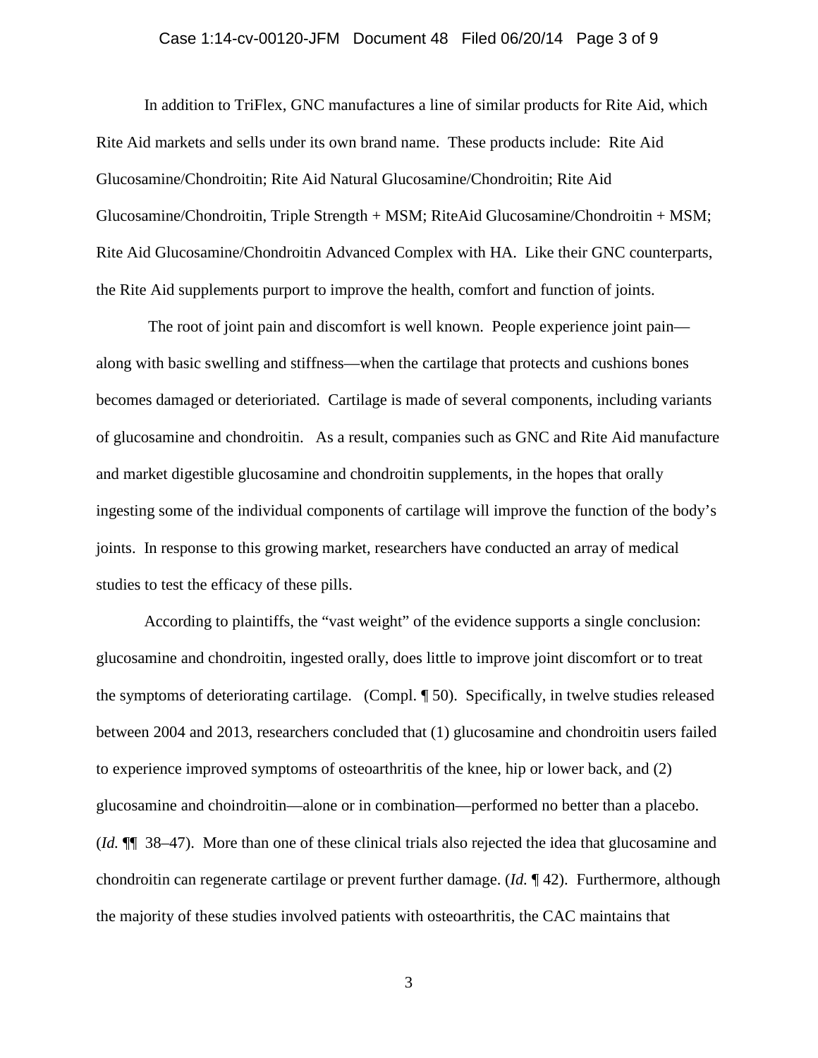In addition to TriFlex, GNC manufactures a line of similar products for Rite Aid, which Rite Aid markets and sells under its own brand name. These products include: Rite Aid Glucosamine/Chondroitin; Rite Aid Natural Glucosamine/Chondroitin; Rite Aid Glucosamine/Chondroitin, Triple Strength + MSM; RiteAid Glucosamine/Chondroitin + MSM; Rite Aid Glucosamine/Chondroitin Advanced Complex with HA. Like their GNC counterparts, the Rite Aid supplements purport to improve the health, comfort and function of joints.

The root of joint pain and discomfort is well known. People experience joint pain—along with basic swelling and stiffness—when the cartilage that protects and cushions bones becomes damaged or deterioriated. Cartilage is made of several components, including variants of glucosamine and chondroitin. As a result, companies such as GNC and Rite Aid manufacture and market digestible glucosamine and chondroitin supplements, in the hopes that orally ingesting some of the individual components of cartilage will improve the function of the body's joints. In response to this growing market, researchers have conducted an array of medical studies to test the efficacy of these pills.

According to plaintiffs, the "vast weight" of the evidence supports a single conclusion: glucosamine and chondroitin, ingested orally, does little to improve joint discomfort or to treat the symptoms of deteriorating cartilage. (Compl. ¶ 50). Specifically, in twelve studies released between 2004 and 2013, researchers concluded that (1) glucosamine and chondroitin users failed to experience improved symptoms of osteoarthritis of the knee, hip or lower back, and (2) glucosamine and choindroitin—alone or in combination—performed no better than a placebo. (*Id.* ¶¶ 38–47). More than one of these clinical trials also rejected the idea that glucosamine and chondroitin can regenerate cartilage or prevent further damage. (*Id.* ¶ 42). Furthermore, although the majority of these studies involved patients with osteoarthritis, the CAC maintains that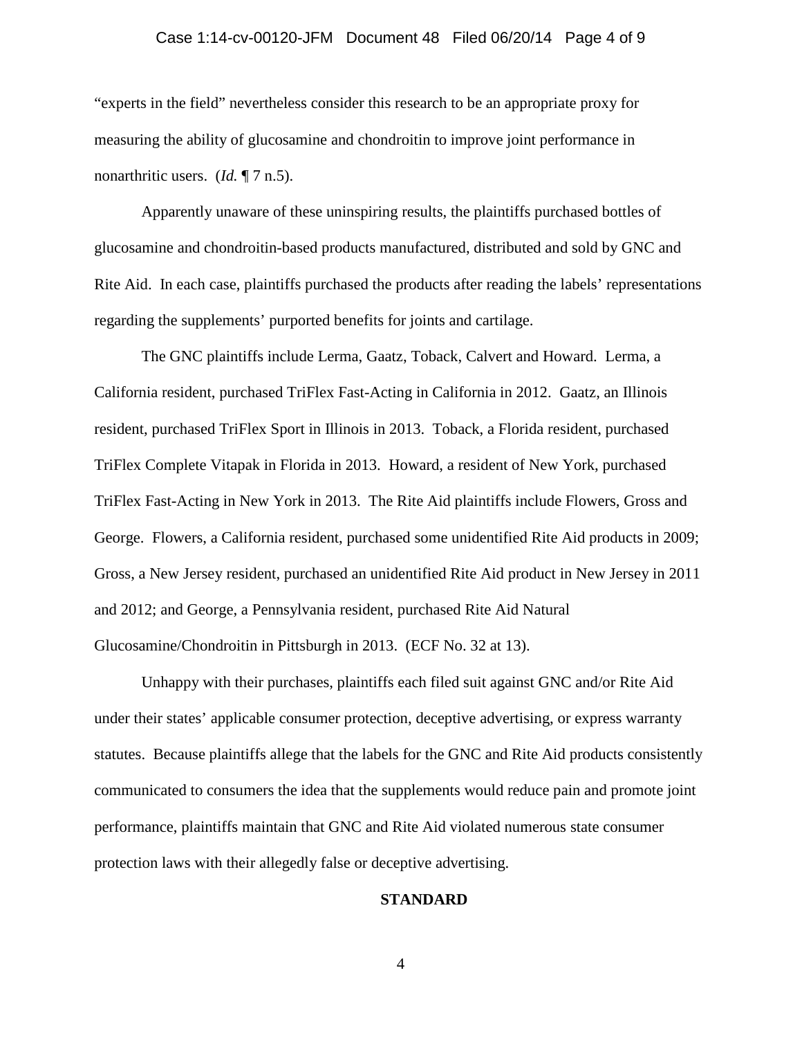"experts in the field" nevertheless consider this research to be an appropriate proxy for measuring the ability of glucosamine and chondroitin to improve joint performance in nonarthritic users. (*Id.* ¶ 7 n.5).

Apparently unaware of these uninspiring results, the plaintiffs purchased bottles of glucosamine and chondroitin-based products manufactured, distributed and sold by GNC and Rite Aid. In each case, plaintiffs purchased the products after reading the labels' representations regarding the supplements' purported benefits for joints and cartilage.

The GNC plaintiffs include Lerma, Gaatz, Toback, Calvert and Howard. Lerma, a California resident, purchased TriFlex Fast-Acting in California in 2012. Gaatz, an Illinois resident, purchased TriFlex Sport in Illinois in 2013. Toback, a Florida resident, purchased TriFlex Complete Vitapak in Florida in 2013. Howard, a resident of New York, purchased TriFlex Fast-Acting in New York in 2013. The Rite Aid plaintiffs include Flowers, Gross and George. Flowers, a California resident, purchased some unidentified Rite Aid products in 2009; Gross, a New Jersey resident, purchased an unidentified Rite Aid product in New Jersey in 2011 and 2012; and George, a Pennsylvania resident, purchased Rite Aid Natural Glucosamine/Chondroitin in Pittsburgh in 2013. (ECF No. 32 at 13).

Unhappy with their purchases, plaintiffs each filed suit against GNC and/or Rite Aid under their states' applicable consumer protection, deceptive advertising, or express warranty statutes. Because plaintiffs allege that the labels for the GNC and Rite Aid products consistently communicated to consumers the idea that the supplements would reduce pain and promote joint performance, plaintiffs maintain that GNC and Rite Aid violated numerous state consumer protection laws with their allegedly false or deceptive advertising.

## STANDARD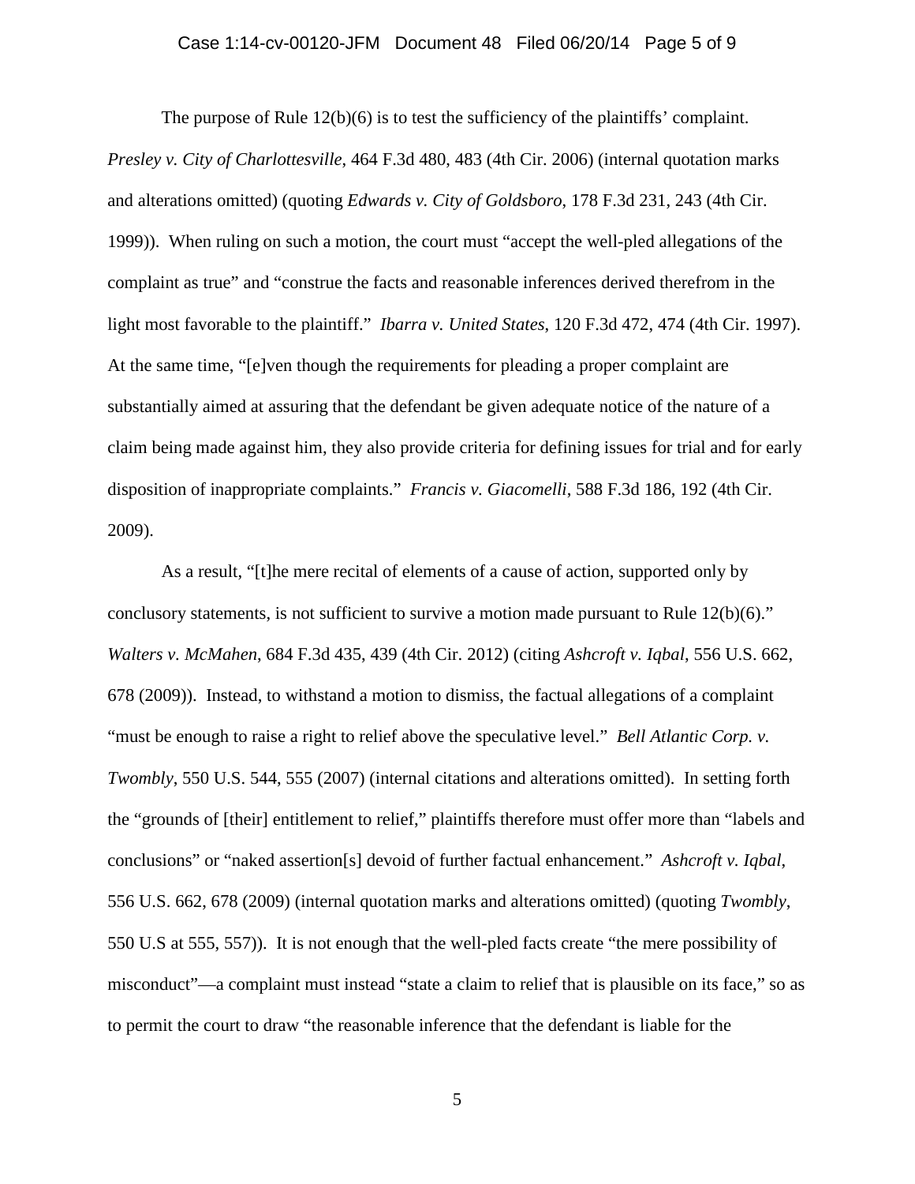The purpose of Rule 12(b)(6) is to test the sufficiency of the plaintiffs' complaint. *Presley v. City of Charlottesville*, 464 F.3d 480, 483 (4th Cir. 2006) (internal quotation marks and alterations omitted) (quoting *Edwards v. City of Goldsboro*, 178 F.3d 231, 243 (4th Cir. 1999)). When ruling on such a motion, the court must "accept the well-pled allegations of the complaint as true" and "construe the facts and reasonable inferences derived therefrom in the light most favorable to the plaintiff." *Ibarra v. United States*, 120 F.3d 472, 474 (4th Cir. 1997). At the same time, "[e]ven though the requirements for pleading a proper complaint are substantially aimed at assuring that the defendant be given adequate notice of the nature of a claim being made against him, they also provide criteria for defining issues for trial and for early disposition of inappropriate complaints." *Francis v. Giacomelli*, 588 F.3d 186, 192 (4th Cir. 2009).

As a result, "[t]he mere recital of elements of a cause of action, supported only by conclusory statements, is not sufficient to survive a motion made pursuant to Rule 12(b)(6)." *Walters v. McMahen*, 684 F.3d 435, 439 (4th Cir. 2012) (citing *Ashcroft v. Iqbal*, 556 U.S. 662, 678 (2009)). Instead, to withstand a motion to dismiss, the factual allegations of a complaint "must be enough to raise a right to relief above the speculative level." *Bell Atlantic Corp. v. Twombly*, 550 U.S. 544, 555 (2007) (internal citations and alterations omitted). In setting forth the "grounds of [their] entitlement to relief," plaintiffs therefore must offer more than "labels and conclusions" or "naked assertion[s] devoid of further factual enhancement." *Ashcroft v. Iqbal*, 556 U.S. 662, 678 (2009) (internal quotation marks and alterations omitted) (quoting *Twombly*, 550 U.S at 555, 557)). It is not enough that the well-pled facts create "the mere possibility of misconduct"—a complaint must instead "state a claim to relief that is plausible on its face," so as to permit the court to draw "the reasonable inference that the defendant is liable for the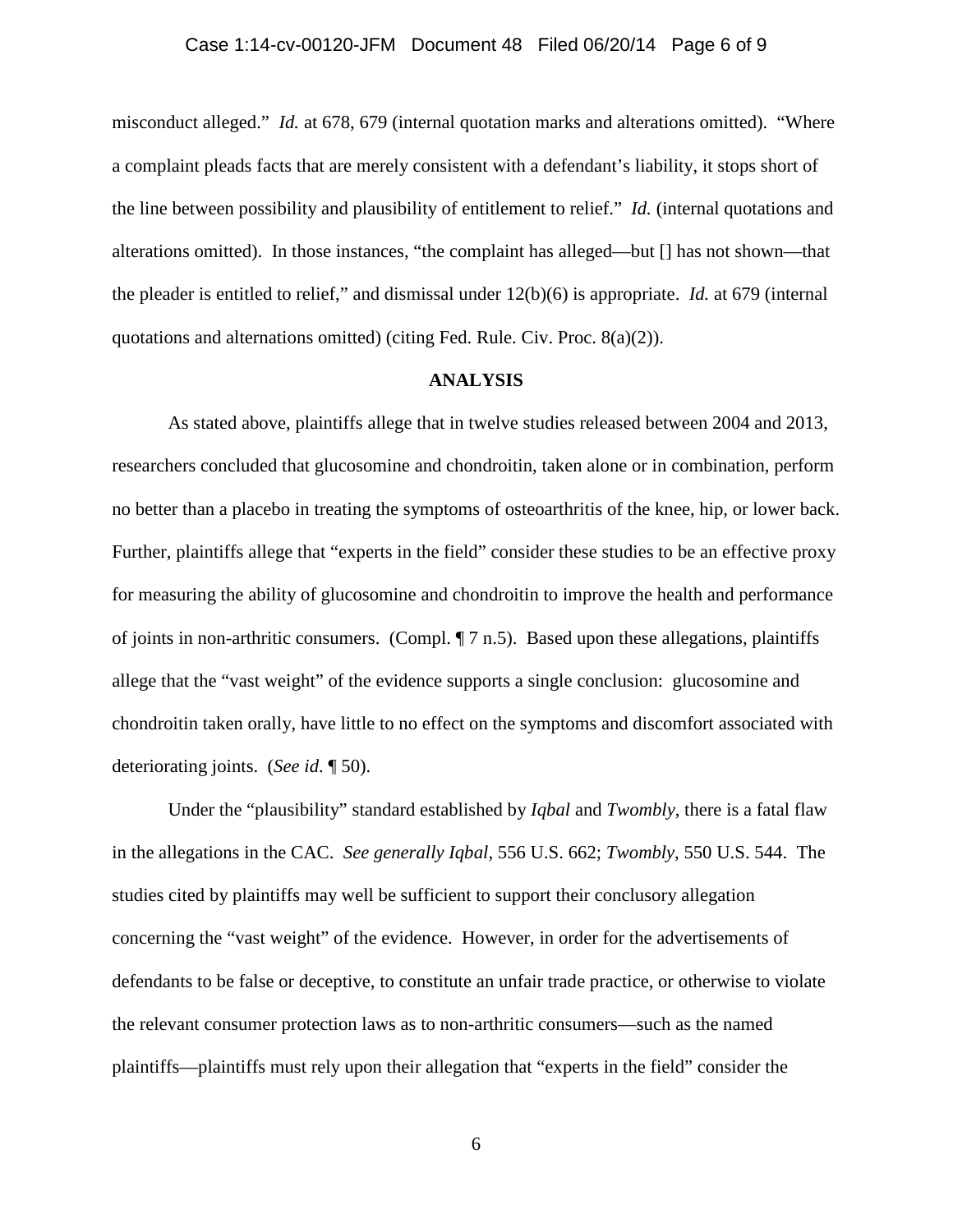misconduct alleged." *Id.* at 678, 679 (internal quotation marks and alterations omitted). "Where a complaint pleads facts that are merely consistent with a defendant's liability, it stops short of the line between possibility and plausibility of entitlement to relief." *Id.* (internal quotations and alterations omitted). In those instances, "the complaint has alleged—but [] has not shown—that the pleader is entitled to relief," and dismissal under 12(b)(6) is appropriate. *Id.* at 679 (internal quotations and alternations omitted) (citing Fed. Rule. Civ. Proc. 8(a)(2)).

**ANALYSIS**

As stated above, plaintiffs allege that in twelve studies released between 2004 and 2013, researchers concluded that glucosomine and chondroitin, taken alone or in combination, perform no better than a placebo in treating the symptoms of osteoarthritis of the knee, hip, or lower back. Further, plaintiffs allege that "experts in the field" consider these studies to be an effective proxy for measuring the ability of glucosomine and chondroitin to improve the health and performance of joints in non-arthritic consumers. (Compl. ¶ 7 n.5). Based upon these allegations, plaintiffs allege that the "vast weight" of the evidence supports a single conclusion: glucosomine and chondroitin taken orally, have little to no effect on the symptoms and discomfort associated with deteriorating joints. (*See id*. ¶ 50).

Under the "plausibility" standard established by *Iqbal* and *Twombly*, there is a fatal flaw in the allegations in the CAC. *See generally Iqbal*, 556 U.S. 662; *Twombly*, 550 U.S. 544. The studies cited by plaintiffs may well be sufficient to support their conclusory allegation concerning the "vast weight" of the evidence. However, in order for the advertisements of defendants to be false or deceptive, to constitute an unfair trade practice, or otherwise to violate the relevant consumer protection laws as to non-arthritic consumers—such as the named plaintiffs—plaintiffs must rely upon their allegation that "experts in the field" consider the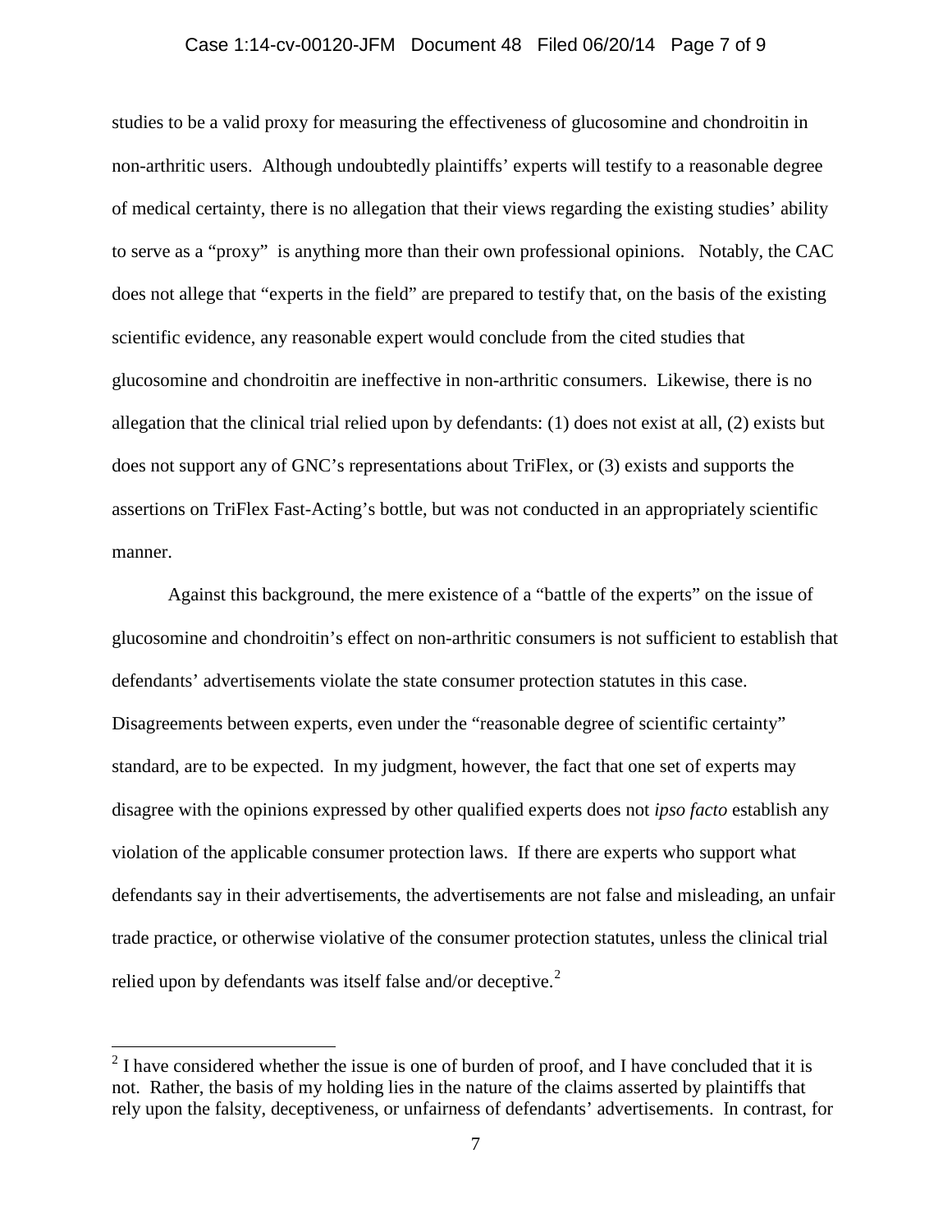studies to be a valid proxy for measuring the effectiveness of glucosomine and chondroitin in non-arthritic users. Although undoubtedly plaintiffs' experts will testify to a reasonable degree of medical certainty, there is no allegation that their views regarding the existing studies' ability to serve as a "proxy" is anything more than their own professional opinions. Notably, the CAC does not allege that "experts in the field" are prepared to testify that, on the basis of the existing scientific evidence, any reasonable expert would conclude from the cited studies that glucosomine and chondroitin are ineffective in non-arthritic consumers. Likewise, there is no allegation that the clinical trial relied upon by defendants: (1) does not exist at all, (2) exists but does not support any of GNC's representations about TriFlex, or (3) exists and supports the assertions on TriFlex Fast-Acting's bottle, but was not conducted in an appropriately scientific manner.

Against this background, the mere existence of a "battle of the experts" on the issue of glucosomine and chondroitin's effect on non-arthritic consumers is not sufficient to establish that defendants' advertisements violate the state consumer protection statutes in this case. Disagreements between experts, even under the "reasonable degree of scientific certainty" standard, are to be expected. In my judgment, however, the fact that one set of experts may disagree with the opinions expressed by other qualified experts does not *ipso facto* establish any violation of the applicable consumer protection laws. If there are experts who support what defendants say in their advertisements, the advertisements are not false and misleading, an unfair trade practice, or otherwise violative of the consumer protection statutes, unless the clinical trial relied upon by defendants was itself false and/or deceptive.[2]

---

[2] I have considered whether the issue is one of burden of proof, and I have concluded that it is not. Rather, the basis of my holding lies in the nature of the claims asserted by plaintiffs that rely upon the falsity, deceptiveness, or unfairness of defendants' advertisements. In contrast, for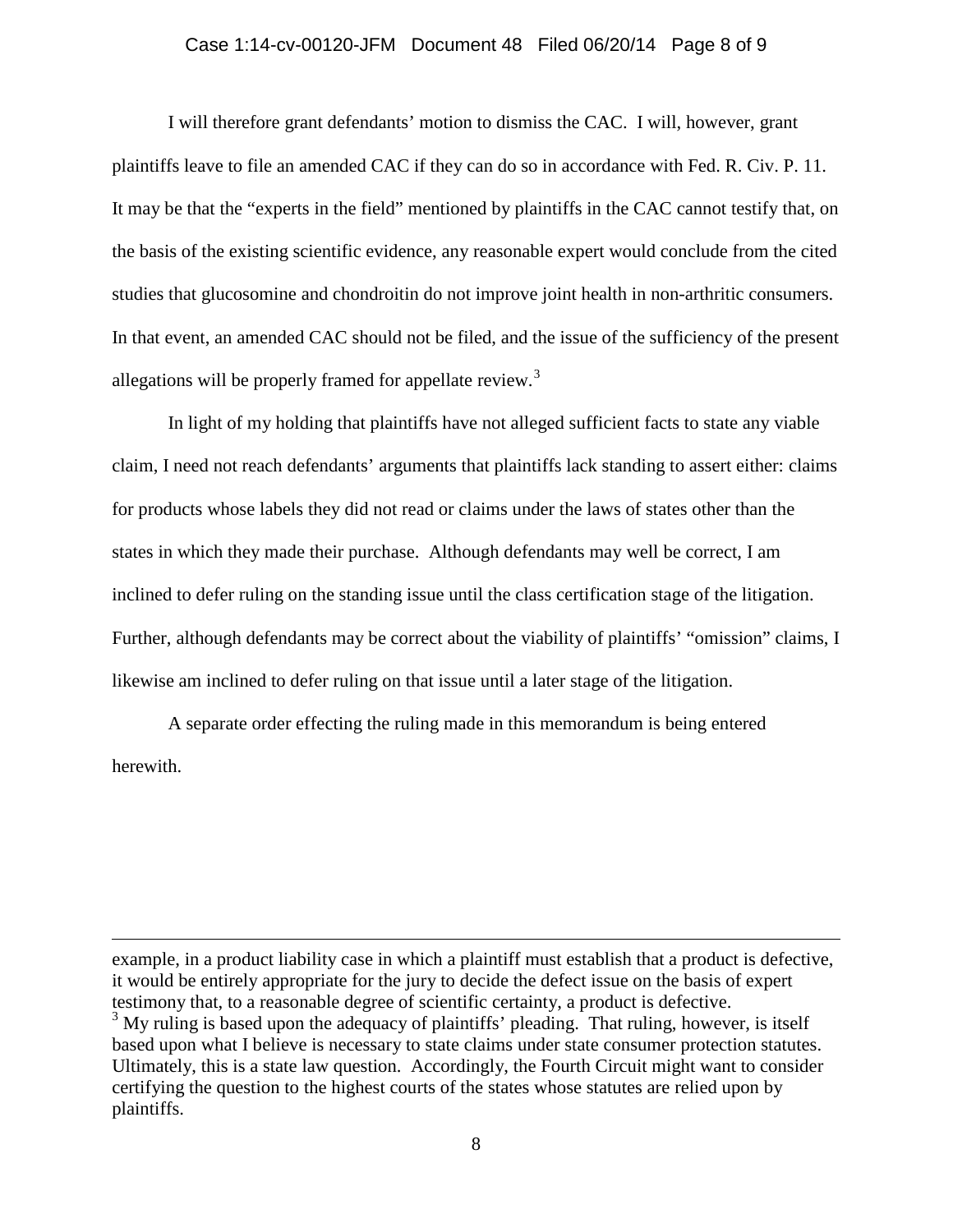I will therefore grant defendants' motion to dismiss the CAC. I will, however, grant plaintiffs leave to file an amended CAC if they can do so in accordance with Fed. R. Civ. P. 11. It may be that the "experts in the field" mentioned by plaintiffs in the CAC cannot testify that, on the basis of the existing scientific evidence, any reasonable expert would conclude from the cited studies that glucosomine and chondroitin do not improve joint health in non-arthritic consumers. In that event, an amended CAC should not be filed, and the issue of the sufficiency of the present allegations will be properly framed for appellate review.[3]

In light of my holding that plaintiffs have not alleged sufficient facts to state any viable claim, I need not reach defendants' arguments that plaintiffs lack standing to assert either: claims for products whose labels they did not read or claims under the laws of states other than the states in which they made their purchase. Although defendants may well be correct, I am inclined to defer ruling on the standing issue until the class certification stage of the litigation. Further, although defendants may be correct about the viability of plaintiffs' "omission" claims, I likewise am inclined to defer ruling on that issue until a later stage of the litigation.

A separate order effecting the ruling made in this memorandum is being entered herewith.

---

example, in a product liability case in which a plaintiff must establish that a product is defective, it would be entirely appropriate for the jury to decide the defect issue on the basis of expert testimony that, to a reasonable degree of scientific certainty, a product is defective.

[3] My ruling is based upon the adequacy of plaintiffs' pleading. That ruling, however, is itself based upon what I believe is necessary to state claims under state consumer protection statutes. Ultimately, this is a state law question. Accordingly, the Fourth Circuit might want to consider certifying the question to the highest courts of the states whose statutes are relied upon by plaintiffs.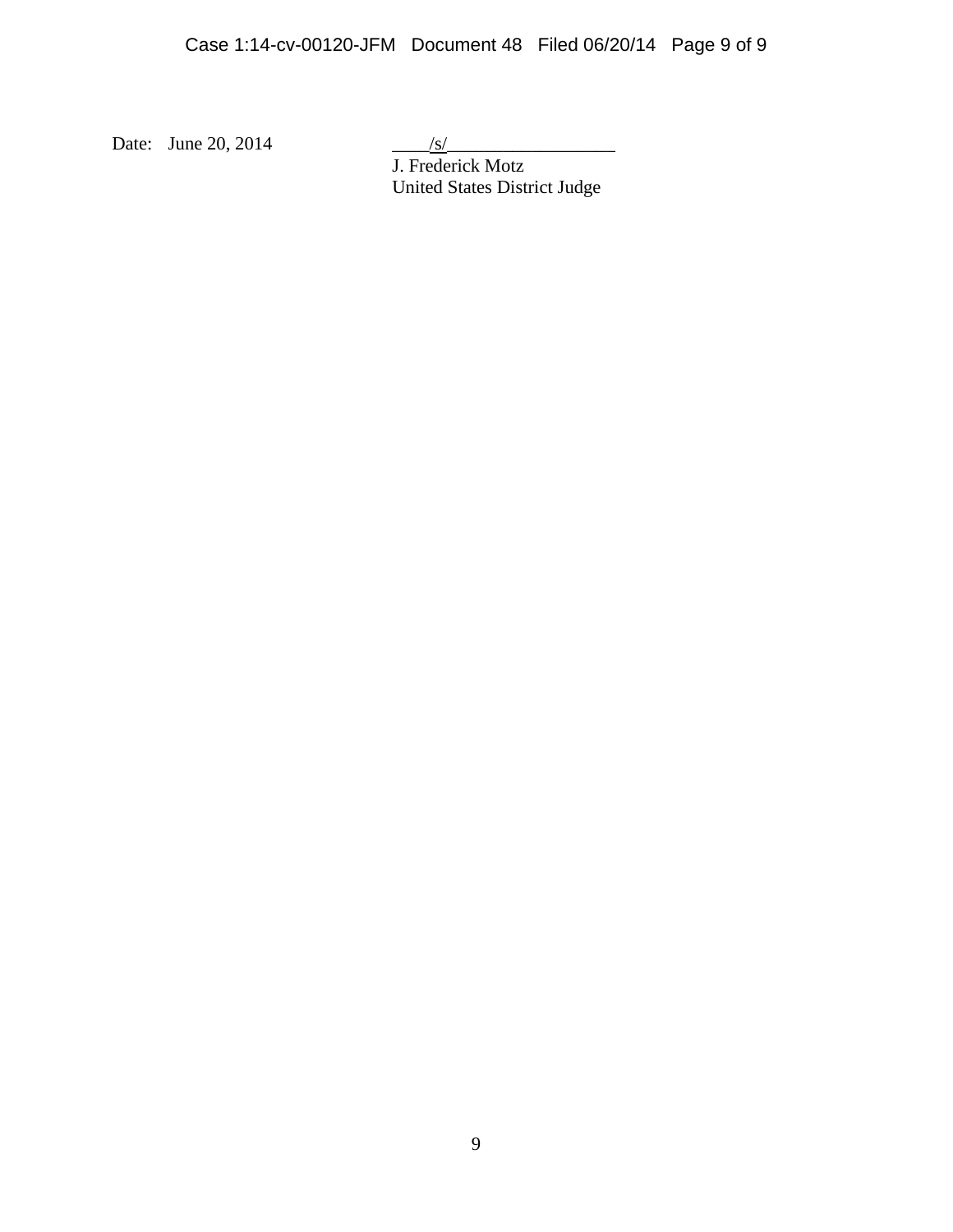Date: June 20, 2014

/s/

J. Frederick Motz

United States District Judge